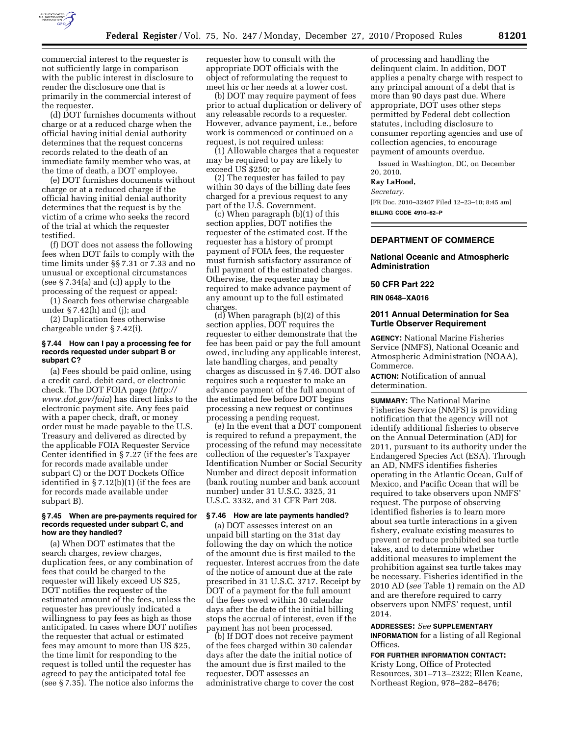commercial interest to the requester is not sufficiently large in comparison with the public interest in disclosure to render the disclosure one that is primarily in the commercial interest of the requester.

(d) DOT furnishes documents without charge or at a reduced charge when the official having initial denial authority determines that the request concerns records related to the death of an immediate family member who was, at the time of death, a DOT employee.

(e) DOT furnishes documents without charge or at a reduced charge if the official having initial denial authority determines that the request is by the victim of a crime who seeks the record of the trial at which the requester testified.

(f) DOT does not assess the following fees when DOT fails to comply with the time limits under §§ 7.31 or 7.33 and no unusual or exceptional circumstances (see § 7.34(a) and (c)) apply to the processing of the request or appeal:

(1) Search fees otherwise chargeable under § 7.42(h) and (j); and

(2) Duplication fees otherwise chargeable under § 7.42(i).

#### § 7.44 How can I pay a processing fee for records requested under subpart B or subpart C?

(a) Fees should be paid online, using a credit card, debit card, or electronic check. The DOT FOIA page (*http://www.dot.gov/foia*) has direct links to the electronic payment site. Any fees paid with a paper check, draft, or money order must be made payable to the U.S. Treasury and delivered as directed by the applicable FOIA Requester Service Center identified in § 7.27 (if the fees are for records made available under subpart C) or the DOT Dockets Office identified in § 7.12(b)(1) (if the fees are for records made available under subpart B).

#### § 7.45 When are pre-payments required for records requested under subpart C, and how are they handled?

(a) When DOT estimates that the search charges, review charges, duplication fees, or any combination of fees that could be charged to the requester will likely exceed US $25, DOT notifies the requester of the estimated amount of the fees, unless the requester has previously indicated a willingness to pay fees as high as those anticipated. In cases where DOT notifies the requester that actual or estimated fees may amount to more than US $25, the time limit for responding to the request is tolled until the requester has agreed to pay the anticipated total fee (see § 7.35). The notice also informs the requester how to consult with the appropriate DOT officials with the object of reformulating the request to meet his or her needs at a lower cost.

(b) DOT may require payment of fees prior to actual duplication or delivery of any releasable records to a requester. However, advance payment, i.e., before work is commenced or continued on a request, is not required unless:

(1) Allowable charges that a requester may be required to pay are likely to exceed US $250; or

(2) The requester has failed to pay within 30 days of the billing date fees charged for a previous request to any part of the U.S. Government.

(c) When paragraph (b)(1) of this section applies, DOT notifies the requester of the estimated cost. If the requester has a history of prompt payment of FOIA fees, the requester must furnish satisfactory assurance of full payment of the estimated charges. Otherwise, the requester may be required to make advance payment of any amount up to the full estimated charges.

(d) When paragraph (b)(2) of this section applies, DOT requires the requester to either demonstrate that the fee has been paid or pay the full amount owed, including any applicable interest, late handling charges, and penalty charges as discussed in § 7.46. DOT also requires such a requester to make an advance payment of the full amount of the estimated fee before DOT begins processing a new request or continues processing a pending request.

(e) In the event that a DOT component is required to refund a prepayment, the processing of the refund may necessitate collection of the requester's Taxpayer Identification Number or Social Security Number and direct deposit information (bank routing number and bank account number) under 31 U.S.C. 3325, 31 U.S.C. 3332, and 31 CFR Part 208.

#### § 7.46 How are late payments handled?

(a) DOT assesses interest on an unpaid bill starting on the 31st day following the day on which the notice of the amount due is first mailed to the requester. Interest accrues from the date of the notice of amount due at the rate prescribed in 31 U.S.C. 3717. Receipt by DOT of a payment for the full amount of the fees owed within 30 calendar days after the date of the initial billing stops the accrual of interest, even if the payment has not been processed.

(b) If DOT does not receive payment of the fees charged within 30 calendar days after the date the initial notice of the amount due is first mailed to the requester, DOT assesses an administrative charge to cover the cost of processing and handling the delinquent claim. In addition, DOT applies a penalty charge with respect to any principal amount of a debt that is more than 90 days past due. Where appropriate, DOT uses other steps permitted by Federal debt collection statutes, including disclosure to consumer reporting agencies and use of collection agencies, to encourage payment of amounts overdue.

Issued in Washington, DC, on December 20, 2010.

**Ray LaHood,**

*Secretary.*

[FR Doc. 2010–32407 Filed 12–23–10; 8:45 am]

**BILLING CODE 4910–62–P**

---

## DEPARTMENT OF COMMERCE

### National Oceanic and Atmospheric Administration

### 50 CFR Part 222

**RIN 0648–XA016**

### 2011 Annual Determination for Sea Turtle Observer Requirement

**AGENCY:** National Marine Fisheries Service (NMFS), National Oceanic and Atmospheric Administration (NOAA), Commerce.

**ACTION:** Notification of annual determination.

**SUMMARY:** The National Marine Fisheries Service (NMFS) is providing notification that the agency will not identify additional fisheries to observe on the Annual Determination (AD) for 2011, pursuant to its authority under the Endangered Species Act (ESA). Through an AD, NMFS identifies fisheries operating in the Atlantic Ocean, Gulf of Mexico, and Pacific Ocean that will be required to take observers upon NMFS' request. The purpose of observing identified fisheries is to learn more about sea turtle interactions in a given fishery, evaluate existing measures to prevent or reduce prohibited sea turtle takes, and to determine whether additional measures to implement the prohibition against sea turtle takes may be necessary. Fisheries identified in the 2010 AD (*see* Table 1) remain on the AD and are therefore required to carry observers upon NMFS' request, until 2014.

**ADDRESSES:** *See* **SUPPLEMENTARY INFORMATION** for a listing of all Regional Offices.

**FOR FURTHER INFORMATION CONTACT:** Kristy Long, Office of Protected Resources, 301–713–2322; Ellen Keane, Northeast Region, 978–282–8476;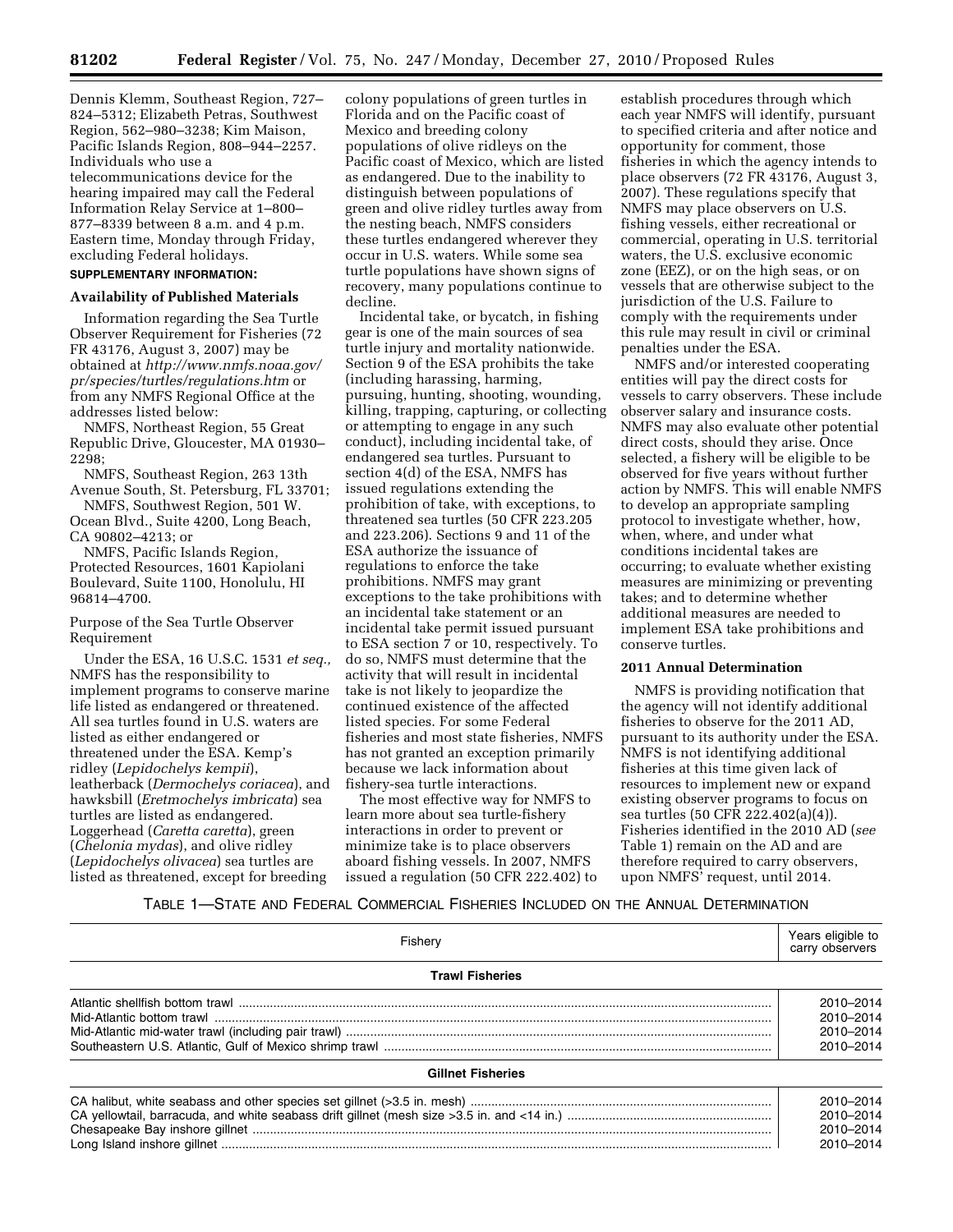Dennis Klemm, Southeast Region, 727–824–5312; Elizabeth Petras, Southwest Region, 562–980–3238; Kim Maison, Pacific Islands Region, 808–944–2257. Individuals who use a telecommunications device for the hearing impaired may call the Federal Information Relay Service at 1–800–877–8339 between 8 a.m. and 4 p.m. Eastern time, Monday through Friday, excluding Federal holidays.

**SUPPLEMENTARY INFORMATION:**

**Availability of Published Materials**

Information regarding the Sea Turtle Observer Requirement for Fisheries (72 FR 43176, August 3, 2007) may be obtained at *http://www.nmfs.noaa.gov/pr/species/turtles/regulations.htm* or from any NMFS Regional Office at the addresses listed below:

NMFS, Northeast Region, 55 Great Republic Drive, Gloucester, MA 01930–2298;

NMFS, Southeast Region, 263 13th Avenue South, St. Petersburg, FL 33701;

NMFS, Southwest Region, 501 W. Ocean Blvd., Suite 4200, Long Beach, CA 90802–4213; or

NMFS, Pacific Islands Region, Protected Resources, 1601 Kapiolani Boulevard, Suite 1100, Honolulu, HI 96814–4700.

Purpose of the Sea Turtle Observer Requirement

Under the ESA, 16 U.S.C. 1531 *et seq.,* NMFS has the responsibility to implement programs to conserve marine life listed as endangered or threatened. All sea turtles found in U.S. waters are listed as either endangered or threatened under the ESA. Kemp's ridley (*Lepidochelys kempii*), leatherback (*Dermochelys coriacea*), and hawksbill (*Eretmochelys imbricata*) sea turtles are listed as endangered. Loggerhead (*Caretta caretta*), green (*Chelonia mydas*), and olive ridley (*Lepidochelys olivacea*) sea turtles are listed as threatened, except for breeding colony populations of green turtles in Florida and on the Pacific coast of Mexico and breeding colony populations of olive ridleys on the Pacific coast of Mexico, which are listed as endangered. Due to the inability to distinguish between populations of green and olive ridley turtles away from the nesting beach, NMFS considers these turtles endangered wherever they occur in U.S. waters. While some sea turtle populations have shown signs of recovery, many populations continue to decline.

Incidental take, or bycatch, in fishing gear is one of the main sources of sea turtle injury and mortality nationwide. Section 9 of the ESA prohibits the take (including harassing, harming, pursuing, hunting, shooting, wounding, killing, trapping, capturing, or collecting or attempting to engage in any such conduct), including incidental take, of endangered sea turtles. Pursuant to section 4(d) of the ESA, NMFS has issued regulations extending the prohibition of take, with exceptions, to threatened sea turtles (50 CFR 223.205 and 223.206). Sections 9 and 11 of the ESA authorize the issuance of regulations to enforce the take prohibitions. NMFS may grant exceptions to the take prohibitions with an incidental take statement or an incidental take permit issued pursuant to ESA section 7 or 10, respectively. To do so, NMFS must determine that the activity that will result in incidental take is not likely to jeopardize the continued existence of the affected listed species. For some Federal fisheries and most state fisheries, NMFS has not granted an exception primarily because we lack information about fishery-sea turtle interactions.

The most effective way for NMFS to learn more about sea turtle-fishery interactions in order to prevent or minimize take is to place observers aboard fishing vessels. In 2007, NMFS issued a regulation (50 CFR 222.402) to establish procedures through which each year NMFS will identify, pursuant to specified criteria and after notice and opportunity for comment, those fisheries in which the agency intends to place observers (72 FR 43176, August 3, 2007). These regulations specify that NMFS may place observers on U.S. fishing vessels, either recreational or commercial, operating in U.S. territorial waters, the U.S. exclusive economic zone (EEZ), or on the high seas, or on vessels that are otherwise subject to the jurisdiction of the U.S. Failure to comply with the requirements under this rule may result in civil or criminal penalties under the ESA.

NMFS and/or interested cooperating entities will pay the direct costs for vessels to carry observers. These include observer salary and insurance costs. NMFS may also evaluate other potential direct costs, should they arise. Once selected, a fishery will be eligible to be observed for five years without further action by NMFS. This will enable NMFS to develop an appropriate sampling protocol to investigate whether, how, when, where, and under what conditions incidental takes are occurring; to evaluate whether existing measures are minimizing or preventing takes; and to determine whether additional measures are needed to implement ESA take prohibitions and conserve turtles.

**2011 Annual Determination**

NMFS is providing notification that the agency will not identify additional fisheries to observe for the 2011 AD, pursuant to its authority under the ESA. NMFS is not identifying additional fisheries at this time given lack of resources to implement new or expand existing observer programs to focus on sea turtles (50 CFR 222.402(a)(4)). Fisheries identified in the 2010 AD (*see* Table 1) remain on the AD and are therefore required to carry observers, upon NMFS' request, until 2014.

TABLE 1—STATE AND FEDERAL COMMERCIAL FISHERIES INCLUDED ON THE ANNUAL DETERMINATION

| Fishery | Years eligible to carry observers |
|---|---|
| **Trawl Fisheries** | |
| Atlantic shellfish bottom trawl | 2010–2014 |
| Mid-Atlantic bottom trawl | 2010–2014 |
| Mid-Atlantic mid-water trawl (including pair trawl) | 2010–2014 |
| Southeastern U.S. Atlantic, Gulf of Mexico shrimp trawl | 2010–2014 |
| **Gillnet Fisheries** | |
| CA halibut, white seabass and other species set gillnet (>3.5 in. mesh) | 2010–2014 |
| CA yellowtail, barracuda, and white seabass drift gillnet (mesh size >3.5 in. and <14 in.) | 2010–2014 |
| Chesapeake Bay inshore gillnet | 2010–2014 |
| Long Island inshore gillnet | 2010–2014 |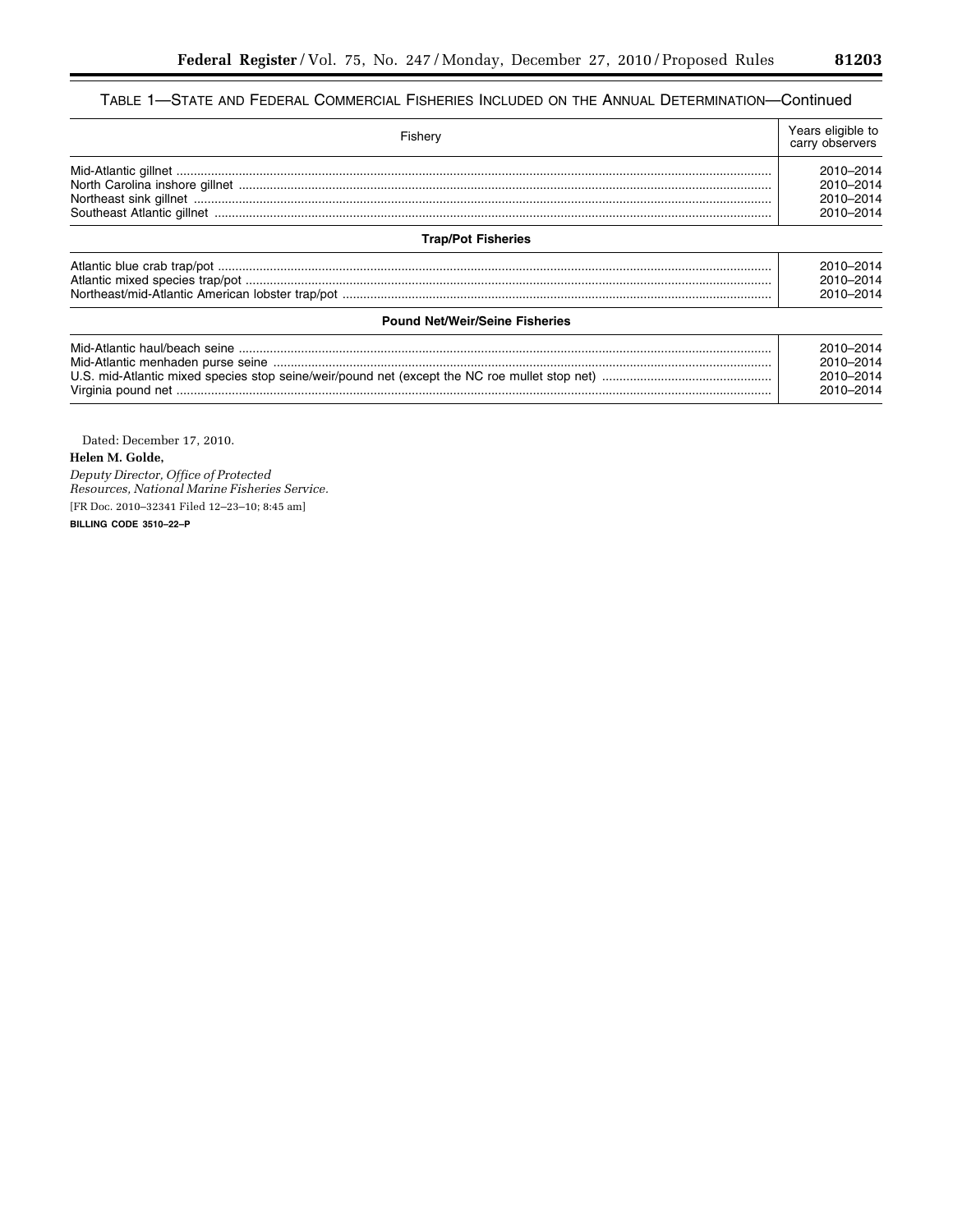TABLE 1—STATE AND FEDERAL COMMERCIAL FISHERIES INCLUDED ON THE ANNUAL DETERMINATION—Continued

| Fishery | Years eligible to carry observers |
|---|---|
| Mid-Atlantic gillnet | 2010–2014 |
| North Carolina inshore gillnet | 2010–2014 |
| Northeast sink gillnet | 2010–2014 |
| Southeast Atlantic gillnet | 2010–2014 |
| **Trap/Pot Fisheries** | |
| Atlantic blue crab trap/pot | 2010–2014 |
| Atlantic mixed species trap/pot | 2010–2014 |
| Northeast/mid-Atlantic American lobster trap/pot | 2010–2014 |
| **Pound Net/Weir/Seine Fisheries** | |
| Mid-Atlantic haul/beach seine | 2010–2014 |
| Mid-Atlantic menhaden purse seine | 2010–2014 |
| U.S. mid-Atlantic mixed species stop seine/weir/pound net (except the NC roe mullet stop net) | 2010–2014 |
| Virginia pound net | 2010–2014 |

Dated: December 17, 2010.

**Helen M. Golde,**

*Deputy Director, Office of Protected Resources, National Marine Fisheries Service.*

[FR Doc. 2010–32341 Filed 12–23–10; 8:45 am]

**BILLING CODE 3510–22–P**